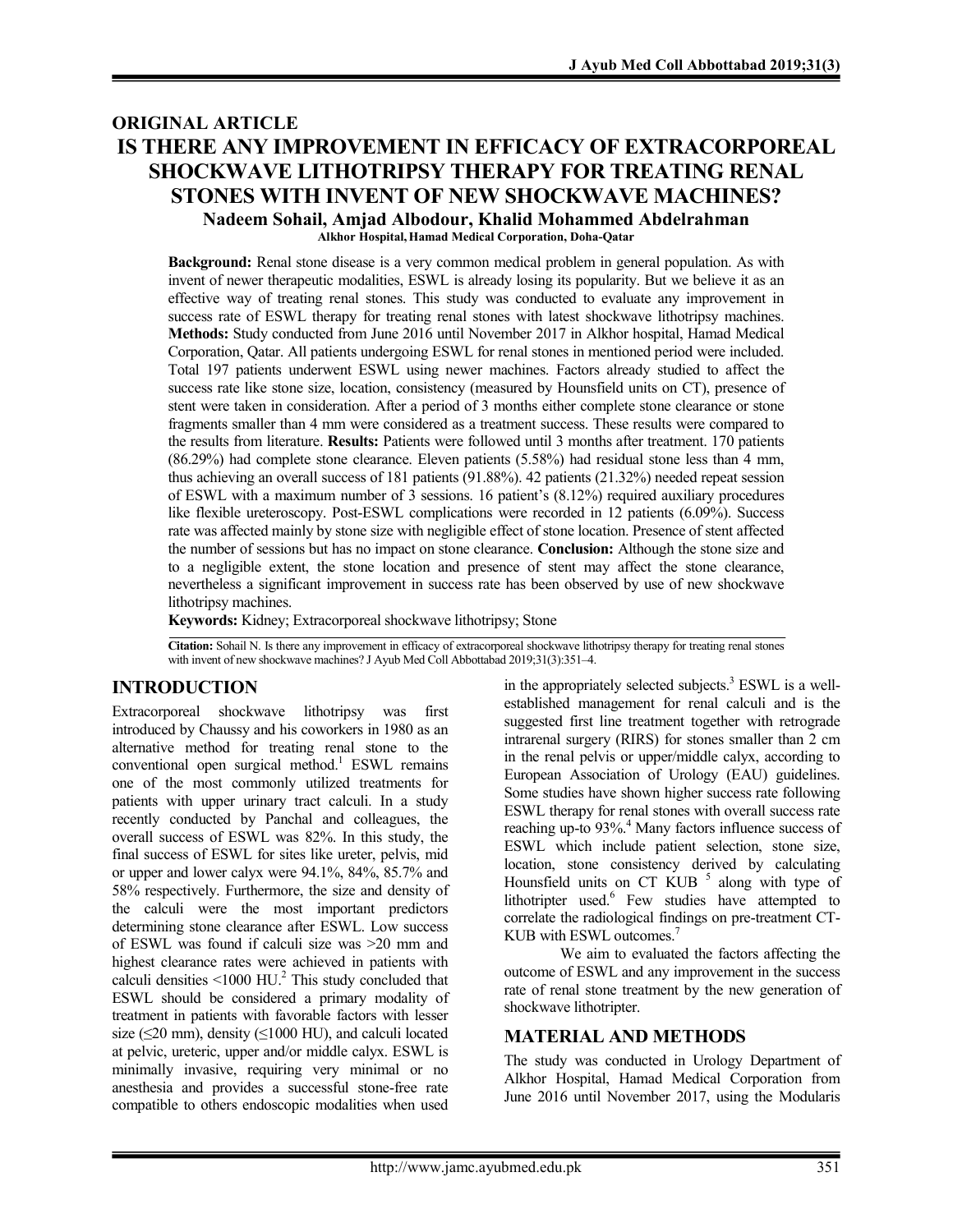ORIGINAL ARTICLE

# IS THERE ANY IMPROVEMENT IN EFFICACY OF EXTRACORPOREAL SHOCKWAVE LITHOTRIPSY THERAPY FOR TREATING RENAL STONES WITH INVENT OF NEW SHOCKWAVE MACHINES?

**Nadeem Sohail, Amjad Albodour, Khalid Mohammed Abdelrahman**

**Alkhor Hospital, Hamad Medical Corporation, Doha-Qatar**

**Background:** Renal stone disease is a very common medical problem in general population. As with invent of newer therapeutic modalities, ESWL is already losing its popularity. But we believe it as an effective way of treating renal stones. This study was conducted to evaluate any improvement in success rate of ESWL therapy for treating renal stones with latest shockwave lithotripsy machines. **Methods:** Study conducted from June 2016 until November 2017 in Alkhor hospital, Hamad Medical Corporation, Qatar. All patients undergoing ESWL for renal stones in mentioned period were included. Total 197 patients underwent ESWL using newer machines. Factors already studied to affect the success rate like stone size, location, consistency (measured by Hounsfield units on CT), presence of stent were taken in consideration. After a period of 3 months either complete stone clearance or stone fragments smaller than 4 mm were considered as a treatment success. These results were compared to the results from literature. **Results:** Patients were followed until 3 months after treatment. 170 patients (86.29%) had complete stone clearance. Eleven patients (5.58%) had residual stone less than 4 mm, thus achieving an overall success of 181 patients (91.88%). 42 patients (21.32%) needed repeat session of ESWL with a maximum number of 3 sessions. 16 patient's (8.12%) required auxiliary procedures like flexible ureteroscopy. Post-ESWL complications were recorded in 12 patients (6.09%). Success rate was affected mainly by stone size with negligible effect of stone location. Presence of stent affected the number of sessions but has no impact on stone clearance. **Conclusion:** Although the stone size and to a negligible extent, the stone location and presence of stent may affect the stone clearance, nevertheless a significant improvement in success rate has been observed by use of new shockwave lithotripsy machines.

**Keywords:** Kidney; Extracorporeal shockwave lithotripsy; Stone

Citation: Sohail N. Is there any improvement in efficacy of extracorporeal shockwave lithotripsy therapy for treating renal stones with invent of new shockwave machines? J Ayub Med Coll Abbottabad 2019;31(3):351–4.

## INTRODUCTION

Extracorporeal shockwave lithotripsy was first introduced by Chaussy and his coworkers in 1980 as an alternative method for treating renal stone to the conventional open surgical method.[1] ESWL remains one of the most commonly utilized treatments for patients with upper urinary tract calculi. In a study recently conducted by Panchal and colleagues, the overall success of ESWL was 82%. In this study, the final success of ESWL for sites like ureter, pelvis, mid or upper and lower calyx were 94.1%, 84%, 85.7% and 58% respectively. Furthermore, the size and density of the calculi were the most important predictors determining stone clearance after ESWL. Low success of ESWL was found if calculi size was >20 mm and highest clearance rates were achieved in patients with calculi densities <1000 HU.[2] This study concluded that ESWL should be considered a primary modality of treatment in patients with favorable factors with lesser size (≤20 mm), density (≤1000 HU), and calculi located at pelvic, ureteric, upper and/or middle calyx. ESWL is minimally invasive, requiring very minimal or no anesthesia and provides a successful stone-free rate compatible to others endoscopic modalities when used in the appropriately selected subjects.[3] ESWL is a well-established management for renal calculi and is the suggested first line treatment together with retrograde intrarenal surgery (RIRS) for stones smaller than 2 cm in the renal pelvis or upper/middle calyx, according to European Association of Urology (EAU) guidelines. Some studies have shown higher success rate following ESWL therapy for renal stones with overall success rate reaching up-to 93%.[4] Many factors influence success of ESWL which include patient selection, stone size, location, stone consistency derived by calculating Hounsfield units on CT KUB [5] along with type of lithotripter used.[6] Few studies have attempted to correlate the radiological findings on pre-treatment CT-KUB with ESWL outcomes.[7]

We aim to evaluated the factors affecting the outcome of ESWL and any improvement in the success rate of renal stone treatment by the new generation of shockwave lithotripter.

## MATERIAL AND METHODS

The study was conducted in Urology Department of Alkhor Hospital, Hamad Medical Corporation from June 2016 until November 2017, using the Modularis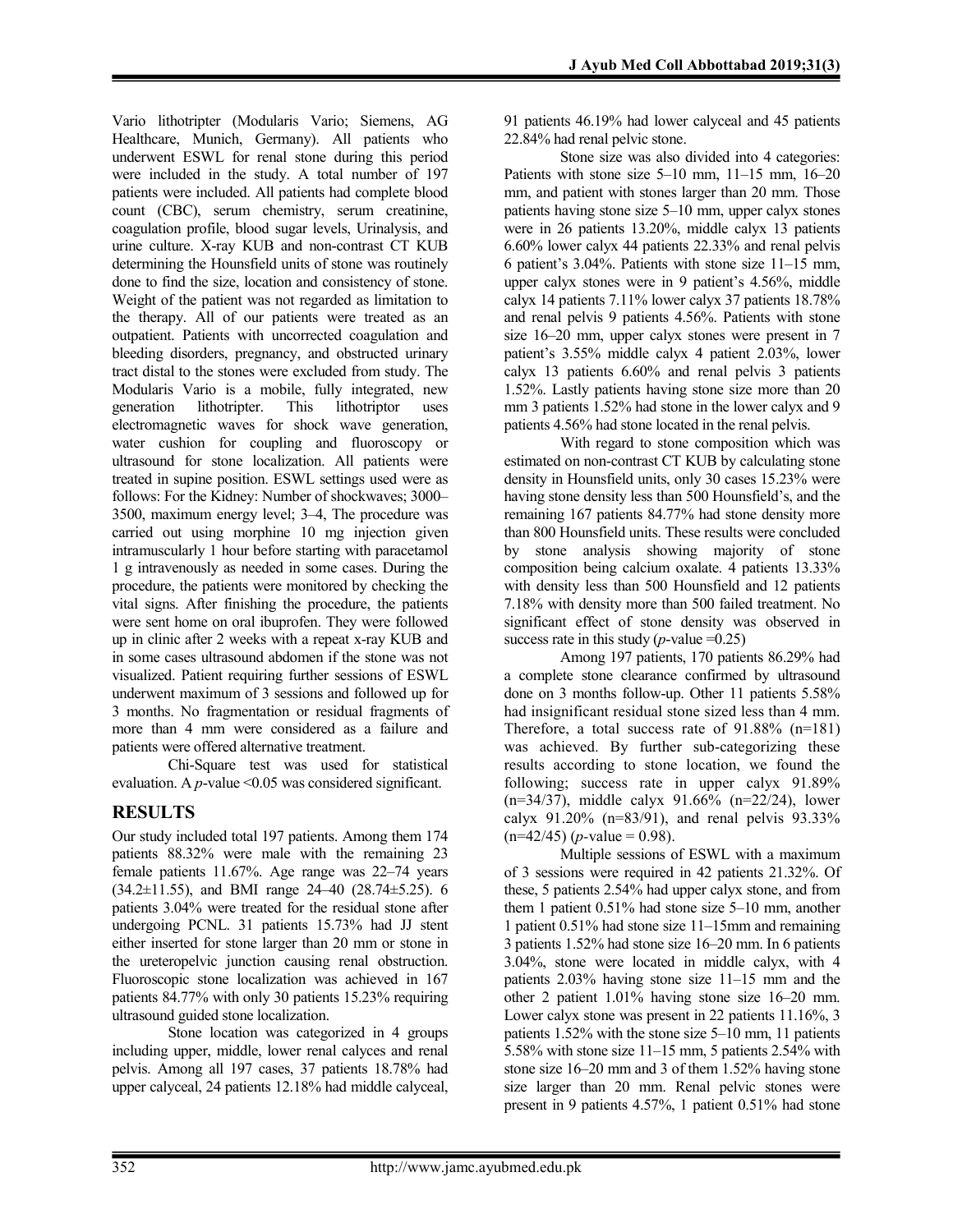Vario lithotripter (Modularis Vario; Siemens, AG Healthcare, Munich, Germany). All patients who underwent ESWL for renal stone during this period were included in the study. A total number of 197 patients were included. All patients had complete blood count (CBC), serum chemistry, serum creatinine, coagulation profile, blood sugar levels, Urinalysis, and urine culture. X-ray KUB and non-contrast CT KUB determining the Hounsfield units of stone was routinely done to find the size, location and consistency of stone. Weight of the patient was not regarded as limitation to the therapy. All of our patients were treated as an outpatient. Patients with uncorrected coagulation and bleeding disorders, pregnancy, and obstructed urinary tract distal to the stones were excluded from study. The Modularis Vario is a mobile, fully integrated, new generation lithotripter. This lithotriptor uses electromagnetic waves for shock wave generation, water cushion for coupling and fluoroscopy or ultrasound for stone localization. All patients were treated in supine position. ESWL settings used were as follows: For the Kidney: Number of shockwaves; 3000–3500, maximum energy level; 3–4, The procedure was carried out using morphine 10 mg injection given intramuscularly 1 hour before starting with paracetamol 1 g intravenously as needed in some cases. During the procedure, the patients were monitored by checking the vital signs. After finishing the procedure, the patients were sent home on oral ibuprofen. They were followed up in clinic after 2 weeks with a repeat x-ray KUB and in some cases ultrasound abdomen if the stone was not visualized. Patient requiring further sessions of ESWL underwent maximum of 3 sessions and followed up for 3 months. No fragmentation or residual fragments of more than 4 mm were considered as a failure and patients were offered alternative treatment.

Chi-Square test was used for statistical evaluation. A *p*-value <0.05 was considered significant.

## RESULTS

Our study included total 197 patients. Among them 174 patients 88.32% were male with the remaining 23 female patients 11.67%. Age range was 22–74 years (34.2±11.55), and BMI range 24–40 (28.74±5.25). 6 patients 3.04% were treated for the residual stone after undergoing PCNL. 31 patients 15.73% had JJ stent either inserted for stone larger than 20 mm or stone in the ureteropelvic junction causing renal obstruction. Fluoroscopic stone localization was achieved in 167 patients 84.77% with only 30 patients 15.23% requiring ultrasound guided stone localization.

Stone location was categorized in 4 groups including upper, middle, lower renal calyces and renal pelvis. Among all 197 cases, 37 patients 18.78% had upper calyceal, 24 patients 12.18% had middle calyceal, 91 patients 46.19% had lower calyceal and 45 patients 22.84% had renal pelvic stone.

Stone size was also divided into 4 categories: Patients with stone size 5–10 mm, 11–15 mm, 16–20 mm, and patient with stones larger than 20 mm. Those patients having stone size 5–10 mm, upper calyx stones were in 26 patients 13.20%, middle calyx 13 patients 6.60% lower calyx 44 patients 22.33% and renal pelvis 6 patient's 3.04%. Patients with stone size 11–15 mm, upper calyx stones were in 9 patient's 4.56%, middle calyx 14 patients 7.11% lower calyx 37 patients 18.78% and renal pelvis 9 patients 4.56%. Patients with stone size 16–20 mm, upper calyx stones were present in 7 patient's 3.55% middle calyx 4 patient 2.03%, lower calyx 13 patients 6.60% and renal pelvis 3 patients 1.52%. Lastly patients having stone size more than 20 mm 3 patients 1.52% had stone in the lower calyx and 9 patients 4.56% had stone located in the renal pelvis.

With regard to stone composition which was estimated on non-contrast CT KUB by calculating stone density in Hounsfield units, only 30 cases 15.23% were having stone density less than 500 Hounsfield's, and the remaining 167 patients 84.77% had stone density more than 800 Hounsfield units. These results were concluded by stone analysis showing majority of stone composition being calcium oxalate. 4 patients 13.33% with density less than 500 Hounsfield and 12 patients 7.18% with density more than 500 failed treatment. No significant effect of stone density was observed in success rate in this study (*p*-value =0.25)

Among 197 patients, 170 patients 86.29% had a complete stone clearance confirmed by ultrasound done on 3 months follow-up. Other 11 patients 5.58% had insignificant residual stone sized less than 4 mm. Therefore, a total success rate of 91.88% (n=181) was achieved. By further sub-categorizing these results according to stone location, we found the following; success rate in upper calyx 91.89% (n=34/37), middle calyx 91.66% (n=22/24), lower calyx 91.20% (n=83/91), and renal pelvis 93.33% (n=42/45) (*p*-value = 0.98).

Multiple sessions of ESWL with a maximum of 3 sessions were required in 42 patients 21.32%. Of these, 5 patients 2.54% had upper calyx stone, and from them 1 patient 0.51% had stone size 5–10 mm, another 1 patient 0.51% had stone size 11–15mm and remaining 3 patients 1.52% had stone size 16–20 mm. In 6 patients 3.04%, stone were located in middle calyx, with 4 patients 2.03% having stone size 11–15 mm and the other 2 patient 1.01% having stone size 16–20 mm. Lower calyx stone was present in 22 patients 11.16%, 3 patients 1.52% with the stone size 5–10 mm, 11 patients 5.58% with stone size 11–15 mm, 5 patients 2.54% with stone size 16–20 mm and 3 of them 1.52% having stone size larger than 20 mm. Renal pelvic stones were present in 9 patients 4.57%, 1 patient 0.51% had stone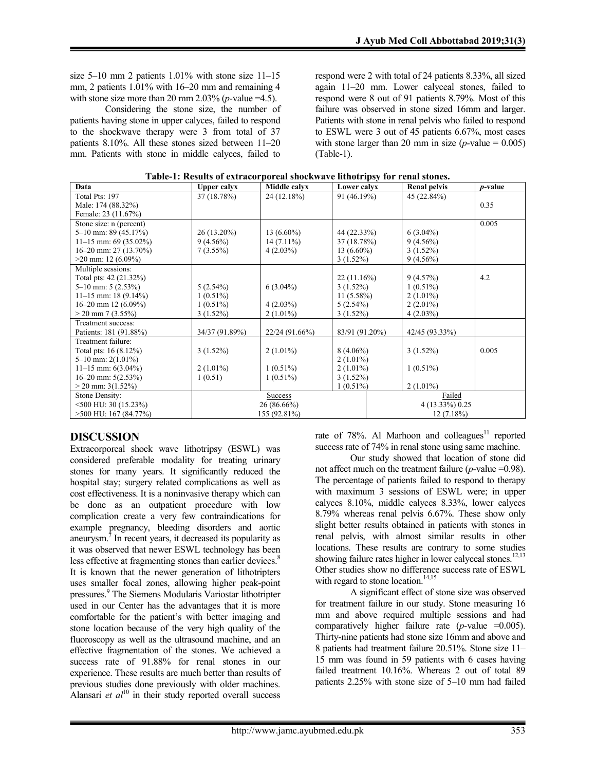size 5–10 mm 2 patients 1.01% with stone size 11–15 mm, 2 patients 1.01% with 16–20 mm and remaining 4 with stone size more than 20 mm 2.03% (*p*-value =4.5).

Considering the stone size, the number of patients having stone in upper calyces, failed to respond to the shockwave therapy were 3 from total of 37 patients 8.10%. All these stones sized between 11–20 mm. Patients with stone in middle calyces, failed to respond were 2 with total of 24 patients 8.33%, all sized again 11–20 mm. Lower calyceal stones, failed to respond were 8 out of 91 patients 8.79%. Most of this failure was observed in stone sized 16mm and larger. Patients with stone in renal pelvis who failed to respond to ESWL were 3 out of 45 patients 6.67%, most cases with stone larger than 20 mm in size (*p*-value = 0.005) (Table-1).

**Table-1: Results of extracorporeal shockwave lithotripsy for renal stones.**

| Data | Upper calyx | Middle calyx | Lower calyx | Renal pelvis | *p*-value |
|---|---|---|---|---|---|
| Total Pts: 197<br>Male: 174 (88.32%)<br>Female: 23 (11.67%) | 37 (18.78%) | 24 (12.18%) | 91 (46.19%) | 45 (22.84%) | 0.35 |
| Stone size: n (percent)<br>5–10 mm: 89 (45.17%)<br>11–15 mm: 69 (35.02%)<br>16–20 mm: 27 (13.70%)<br>>20 mm: 12 (6.09%) | <br>26 (13.20%)<br>9 (4.56%)<br>7 (3.55%) | <br>13 (6.60%)<br>14 (7.11%)<br>4 (2.03%) | <br>44 (22.33%)<br>37 (18.78%)<br>13 (6.60%)<br>3 (1.52%) | <br>6 (3.04%)<br>9 (4.56%)<br>3 (1.52%)<br>9 (4.56%) | 0.005 |
| Multiple sessions:<br>Total pts: 42 (21.32%)<br>5–10 mm: 5 (2.53%)<br>11–15 mm: 18 (9.14%)<br>16–20 mm 12 (6.09%)<br>> 20 mm 7 (3.55%) | <br><br>5 (2.54%)<br>1 (0.51%)<br>1 (0.51%)<br>3 (1.52%) | <br><br>6 (3.04%)<br><br>4 (2.03%)<br>2 (1.01%) | <br>22 (11.16%)<br>3 (1.52%)<br>11 (5.58%)<br>5 (2.54%)<br>3 (1.52%) | <br>9 (4.57%)<br>1 (0.51%)<br>2 (1.01%)<br>2 (2.01%)<br>4 (2.03%) | 4.2 |
| Treatment success:<br>Patients: 181 (91.88%) | <br>34/37 (91.89%) | <br>22/24 (91.66%) | <br>83/91 (91.20%) | <br>42/45 (93.33%) | |
| Treatment failure:<br>Total pts: 16 (8.12%)<br>5–10 mm: 2(1.01%)<br>11–15 mm: 6(3.04%)<br>16–20 mm: 5(2.53%)<br>> 20 mm: 3(1.52%) | <br>3 (1.52%)<br><br>2 (1.01%)<br>1 (0.51) | <br>2 (1.01%)<br><br>1 (0.51%)<br>1 (0.51%) | <br>8 (4.06%)<br>2 (1.01%)<br>2 (1.01%)<br>3 (1.52%)<br>1 (0.51%) | <br>3 (1.52%)<br><br>1 (0.51%)<br><br>2 (1.01%) | 0.005 |
| Stone Density:<br><500 HU: 30 (15.23%)<br>>500 HU: 167 (84.77%) | Success<br>26 (86.66%)<br>155 (92.81%) | | Failed<br>4 (13.33%) 0.25<br>12 (7.18%) | | |

## DISCUSSION

Extracorporeal shock wave lithotripsy (ESWL) was considered preferable modality for treating urinary stones for many years. It significantly reduced the hospital stay; surgery related complications as well as cost effectiveness. It is a noninvasive therapy which can be done as an outpatient procedure with low complication create a very few contraindications for example pregnancy, bleeding disorders and aortic aneurysm.[7] In recent years, it decreased its popularity as it was observed that newer ESWL technology has been less effective at fragmenting stones than earlier devices.[8] It is known that the newer generation of lithotripters uses smaller focal zones, allowing higher peak-point pressures.[9] The Siemens Modularis Variostar lithotripter used in our Center has the advantages that it is more comfortable for the patient's with better imaging and stone location because of the very high quality of the fluoroscopy as well as the ultrasound machine, and an effective fragmentation of the stones. We achieved a success rate of 91.88% for renal stones in our experience. These results are much better than results of previous studies done previously with older machines. Alansari *et al*[10] in their study reported overall success rate of 78%. Al Marhoon and colleagues[11] reported success rate of 74% in renal stone using same machine.

Our study showed that location of stone did not affect much on the treatment failure (*p*-value =0.98). The percentage of patients failed to respond to therapy with maximum 3 sessions of ESWL were; in upper calyces 8.10%, middle calyces 8.33%, lower calyces 8.79% whereas renal pelvis 6.67%. These show only slight better results obtained in patients with stones in renal pelvis, with almost similar results in other locations. These results are contrary to some studies showing failure rates higher in lower calyceal stones.[12,13] Other studies show no difference success rate of ESWL with regard to stone location.[14,15]

A significant effect of stone size was observed for treatment failure in our study. Stone measuring 16 mm and above required multiple sessions and had comparatively higher failure rate (*p*-value =0.005). Thirty-nine patients had stone size 16mm and above and 8 patients had treatment failure 20.51%. Stone size 11–15 mm was found in 59 patients with 6 cases having failed treatment 10.16%. Whereas 2 out of total 89 patients 2.25% with stone size of 5–10 mm had failed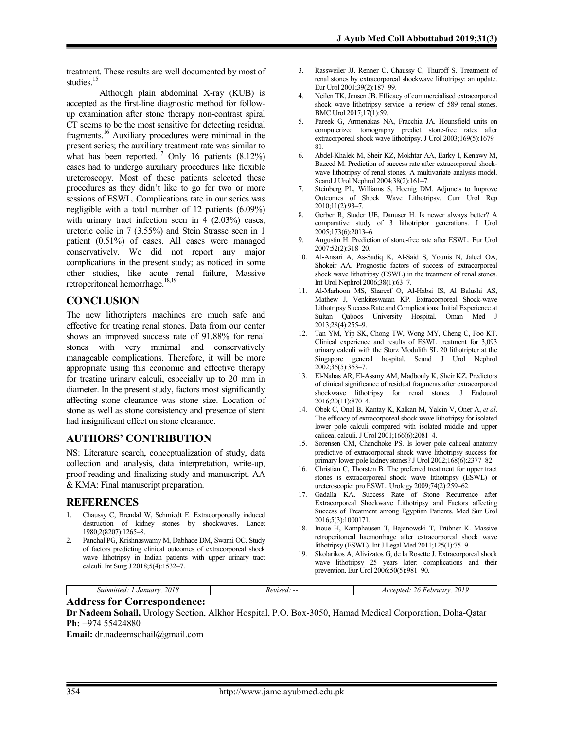treatment. These results are well documented by most of studies.[15]

Although plain abdominal X-ray (KUB) is accepted as the first-line diagnostic method for follow-up examination after stone therapy non-contrast spiral CT seems to be the most sensitive for detecting residual fragments.[16] Auxiliary procedures were minimal in the present series; the auxiliary treatment rate was similar to what has been reported.[17] Only 16 patients (8.12%) cases had to undergo auxiliary procedures like flexible ureteroscopy. Most of these patients selected these procedures as they didn't like to go for two or more sessions of ESWL. Complications rate in our series was negligible with a total number of 12 patients (6.09%) with urinary tract infection seen in 4 (2.03%) cases, ureteric colic in 7 (3.55%) and Stein Strasse seen in 1 patient (0.51%) of cases. All cases were managed conservatively. We did not report any major complications in the present study; as noticed in some other studies, like acute renal failure, Massive retroperitoneal hemorrhage.[18,19]

## CONCLUSION

The new lithotripters machines are much safe and effective for treating renal stones. Data from our center shows an improved success rate of 91.88% for renal stones with very minimal and conservatively manageable complications. Therefore, it will be more appropriate using this economic and effective therapy for treating urinary calculi, especially up to 20 mm in diameter. In the present study, factors most significantly affecting stone clearance was stone size. Location of stone as well as stone consistency and presence of stent had insignificant effect on stone clearance.

## AUTHORS' CONTRIBUTION

NS: Literature search, conceptualization of study, data collection and analysis, data interpretation, write-up, proof reading and finalizing study and manuscript. AA & KMA: Final manuscript preparation.

## REFERENCES

1. Chaussy C, Brendal W, Schmiedt E. Extracorporeally induced destruction of kidney stones by shockwaves. Lancet 1980;2(8207):1265–8.
2. Panchal PG, Krishnaswamy M, Dabhade DM, Swami OC. Study of factors predicting clinical outcomes of extracorporeal shock wave lithotripsy in Indian patients with upper urinary tract calculi. Int Surg J 2018;5(4):1532–7.
3. Rassweiler JJ, Renner C, Chaussy C, Thuroff S. Treatment of renal stones by extracorporeal shockwave lithotripsy: an update. Eur Urol 2001;39(2):187–99.
4. Neilen TK, Jensen JB. Efficacy of commercialised extracorporeal shock wave lithotripsy service: a review of 589 renal stones. BMC Urol 2017;17(1):59.
5. Pareek G, Armenakas NA, Fracchia JA. Hounsfield units on computerized tomography predict stone-free rates after extracorporeal shock wave lithotripsy. J Urol 2003;169(5):1679–81.
6. Abdel-Khalek M, Sheir KZ, Mokhtar AA, Earky I, Kenawy M, Bazeed M. Prediction of success rate after extracorporeal shock-wave lithotripsy of renal stones. A multivariate analysis model. Scand J Urol Nephrol 2004;38(2):161–7.
7. Steinberg PL, Williams S, Hoenig DM. Adjuncts to Improve Outcomes of Shock Wave Lithotripsy. Curr Urol Rep 2010;11(2):93–7.
8. Gerber R, Studer UE, Danuser H. Is newer always better? A comparative study of 3 lithotriptor generations. J Urol 2005;173(6):2013–6.
9. Augustin H. Prediction of stone-free rate after ESWL. Eur Urol 2007:52(2):318–20.
10. Al-Ansari A, As-Sadiq K, Al-Said S, Younis N, Jaleel OA, Shokeir AA. Prognostic factors of success of extracorporeal shock wave lithotripsy (ESWL) in the treatment of renal stones. Int Urol Nephrol 2006;38(1):63–7.
11. Al-Marhoon MS, Shareef O, Al-Habsi IS, Al Balushi AS, Mathew J, Venkiteswaran KP. Extracorporeal Shock-wave Lithotripsy Success Rate and Complications: Initial Experience at Sultan Qaboos University Hospital. Oman Med J 2013;28(4):255–9.
12. Tan YM, Yip SK, Chong TW, Wong MY, Cheng C, Foo KT. Clinical experience and results of ESWL treatment for 3,093 urinary calculi with the Storz Modulith SL 20 lithotripter at the Singapore general hospital. Scand J Urol Nephrol 2002;36(5):363–7.
13. El-Nahas AR, El-Assmy AM, Madbouly K, Sheir KZ. Predictors of clinical significance of residual fragments after extracorporeal shockwave lithotripsy for renal stones. J Endourol 2016;20(11):870–4.
14. Obek C, Onal B, Kantay K, Kalkan M, Yalcin V, Oner A, *et al*. The efficacy of extracorporeal shock wave lithotripsy for isolated lower pole calculi compared with isolated middle and upper caliceal calculi. J Urol 2001;166(6):2081–4.
15. Sorensen CM, Chandhoke PS. Is lower pole caliceal anatomy predictive of extracorporeal shock wave lithotripsy success for primary lower pole kidney stones? J Urol 2002;168(6):2377–82.
16. Christian C, Thorsten B. The preferred treatment for upper tract stones is extracorporeal shock wave lithotripsy (ESWL) or ureteroscopic: pro ESWL. Urology 2009;74(2):259–62.
17. Gadalla KA. Success Rate of Stone Recurrence after Extracorporeal Shockwave Lithotripsy and Factors affecting Success of Treatment among Egyptian Patients. Med Sur Urol 2016;5(3):1000171.
18. Inoue H, Kamphausen T, Bajanowski T, Trübner K. Massive retroperitoneal haemorrhage after extracorporeal shock wave lithotripsy (ESWL). Int J Legal Med 2011;125(1):75–9.
19. Skolarikos A, Alivizatos G, de la Rosette J. Extracorporeal shock wave lithotripsy 25 years later: complications and their prevention. Eur Urol 2006;50(5):981–90.

| | | |
|---|---|---|
| *Submitted: 1 January, 2018* | *Revised: --* | *Accepted: 26 February, 2019* |

**Address for Correspondence:**

**Dr Nadeem Sohail,** Urology Section, Alkhor Hospital, P.O. Box-3050, Hamad Medical Corporation, Doha-Qatar
**Ph:** +974 55424880
**Email:** dr.nadeemsohail@gmail.com